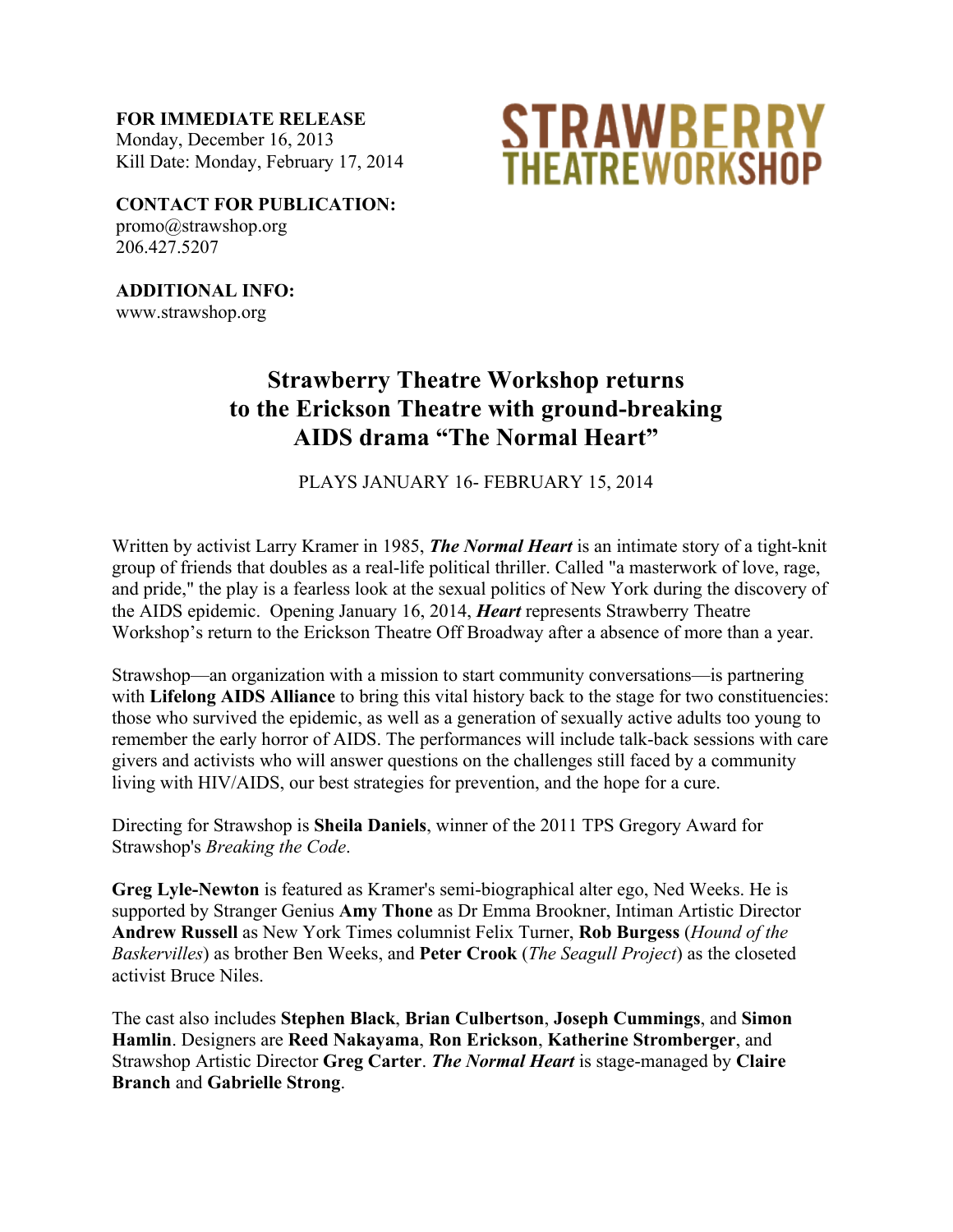**FOR IMMEDIATE RELEASE**
Monday, December 16, 2013
Kill Date: Monday, February 17, 2014

STRAWBERRY THEATREWORKSHOP

**CONTACT FOR PUBLICATION:**
promo@strawshop.org
206.427.5207

**ADDITIONAL INFO:**
www.strawshop.org

# Strawberry Theatre Workshop returns to the Erickson Theatre with ground-breaking AIDS drama "The Normal Heart"

PLAYS JANUARY 16- FEBRUARY 15, 2014

Written by activist Larry Kramer in 1985, ***The Normal Heart*** is an intimate story of a tight-knit group of friends that doubles as a real-life political thriller. Called "a masterwork of love, rage, and pride," the play is a fearless look at the sexual politics of New York during the discovery of the AIDS epidemic. Opening January 16, 2014, ***Heart*** represents Strawberry Theatre Workshop's return to the Erickson Theatre Off Broadway after a absence of more than a year.

Strawshop—an organization with a mission to start community conversations—is partnering with **Lifelong AIDS Alliance** to bring this vital history back to the stage for two constituencies: those who survived the epidemic, as well as a generation of sexually active adults too young to remember the early horror of AIDS. The performances will include talk-back sessions with care givers and activists who will answer questions on the challenges still faced by a community living with HIV/AIDS, our best strategies for prevention, and the hope for a cure.

Directing for Strawshop is **Sheila Daniels**, winner of the 2011 TPS Gregory Award for Strawshop's *Breaking the Code*.

**Greg Lyle-Newton** is featured as Kramer's semi-biographical alter ego, Ned Weeks. He is supported by Stranger Genius **Amy Thone** as Dr Emma Brookner, Intiman Artistic Director **Andrew Russell** as New York Times columnist Felix Turner, **Rob Burgess** (*Hound of the Baskervilles*) as brother Ben Weeks, and **Peter Crook** (*The Seagull Project*) as the closeted activist Bruce Niles.

The cast also includes **Stephen Black**, **Brian Culbertson**, **Joseph Cummings**, and **Simon Hamlin**. Designers are **Reed Nakayama**, **Ron Erickson**, **Katherine Stromberger**, and Strawshop Artistic Director **Greg Carter**. ***The Normal Heart*** is stage-managed by **Claire Branch** and **Gabrielle Strong**.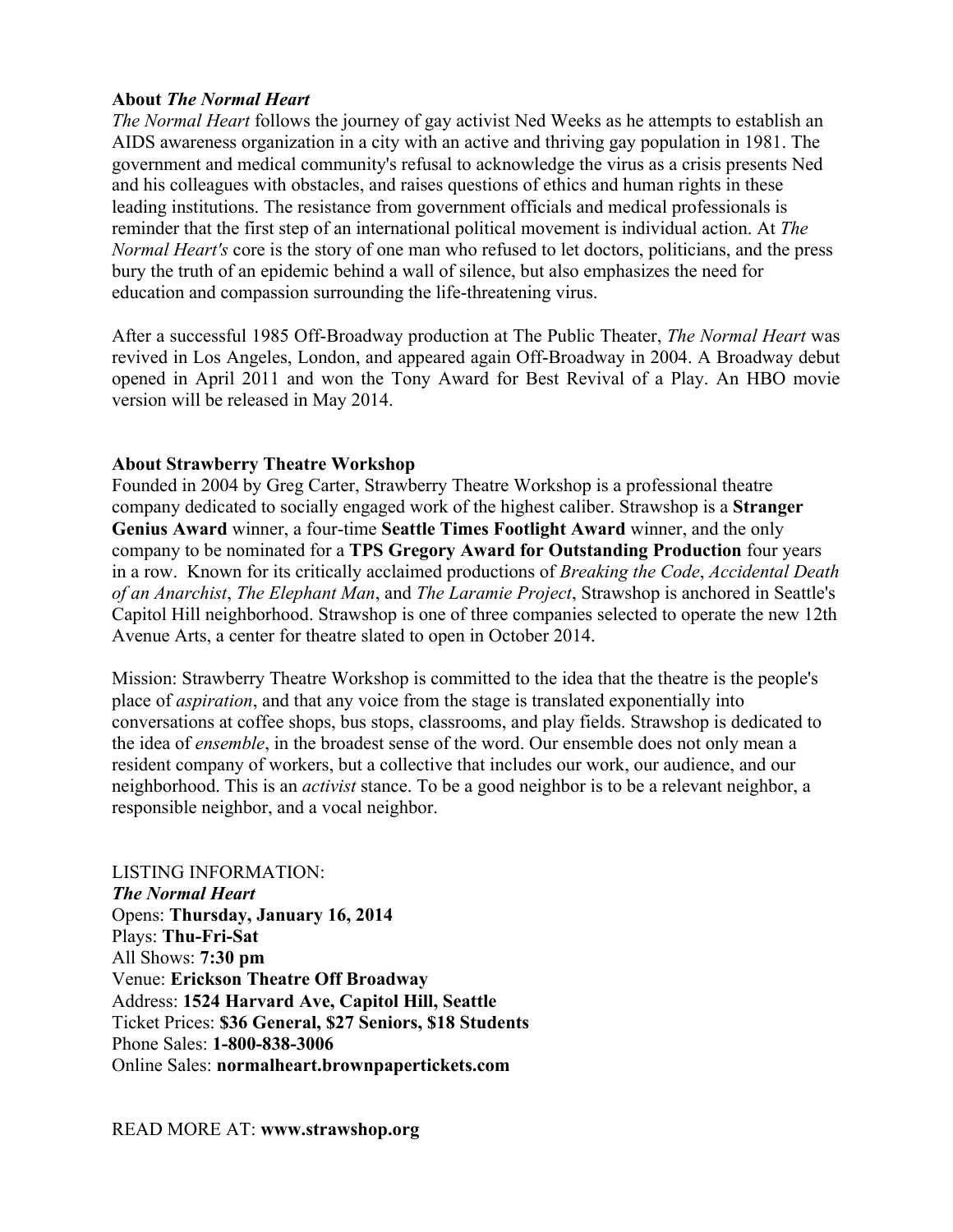**About *The Normal Heart***
*The Normal Heart* follows the journey of gay activist Ned Weeks as he attempts to establish an AIDS awareness organization in a city with an active and thriving gay population in 1981. The government and medical community's refusal to acknowledge the virus as a crisis presents Ned and his colleagues with obstacles, and raises questions of ethics and human rights in these leading institutions. The resistance from government officials and medical professionals is reminder that the first step of an international political movement is individual action. At *The Normal Heart's* core is the story of one man who refused to let doctors, politicians, and the press bury the truth of an epidemic behind a wall of silence, but also emphasizes the need for education and compassion surrounding the life-threatening virus.

After a successful 1985 Off-Broadway production at The Public Theater, *The Normal Heart* was revived in Los Angeles, London, and appeared again Off-Broadway in 2004. A Broadway debut opened in April 2011 and won the Tony Award for Best Revival of a Play. An HBO movie version will be released in May 2014.

**About Strawberry Theatre Workshop**
Founded in 2004 by Greg Carter, Strawberry Theatre Workshop is a professional theatre company dedicated to socially engaged work of the highest caliber. Strawshop is a **Stranger Genius Award** winner, a four-time **Seattle Times Footlight Award** winner, and the only company to be nominated for a **TPS Gregory Award for Outstanding Production** four years in a row. Known for its critically acclaimed productions of *Breaking the Code*, *Accidental Death of an Anarchist*, *The Elephant Man*, and *The Laramie Project*, Strawshop is anchored in Seattle's Capitol Hill neighborhood. Strawshop is one of three companies selected to operate the new 12th Avenue Arts, a center for theatre slated to open in October 2014.

Mission: Strawberry Theatre Workshop is committed to the idea that the theatre is the people's place of *aspiration*, and that any voice from the stage is translated exponentially into conversations at coffee shops, bus stops, classrooms, and play fields. Strawshop is dedicated to the idea of *ensemble*, in the broadest sense of the word. Our ensemble does not only mean a resident company of workers, but a collective that includes our work, our audience, and our neighborhood. This is an *activist* stance. To be a good neighbor is to be a relevant neighbor, a responsible neighbor, and a vocal neighbor.

LISTING INFORMATION:
***The Normal Heart***
Opens: **Thursday, January 16, 2014**
Plays: **Thu-Fri-Sat**
All Shows: **7:30 pm**
Venue: **Erickson Theatre Off Broadway**
Address: **1524 Harvard Ave, Capitol Hill, Seattle**
Ticket Prices: **$36 General, $27 Seniors, $18 Students**
Phone Sales: **1-800-838-3006**
Online Sales: **normalheart.brownpapertickets.com**

READ MORE AT: **www.strawshop.org**